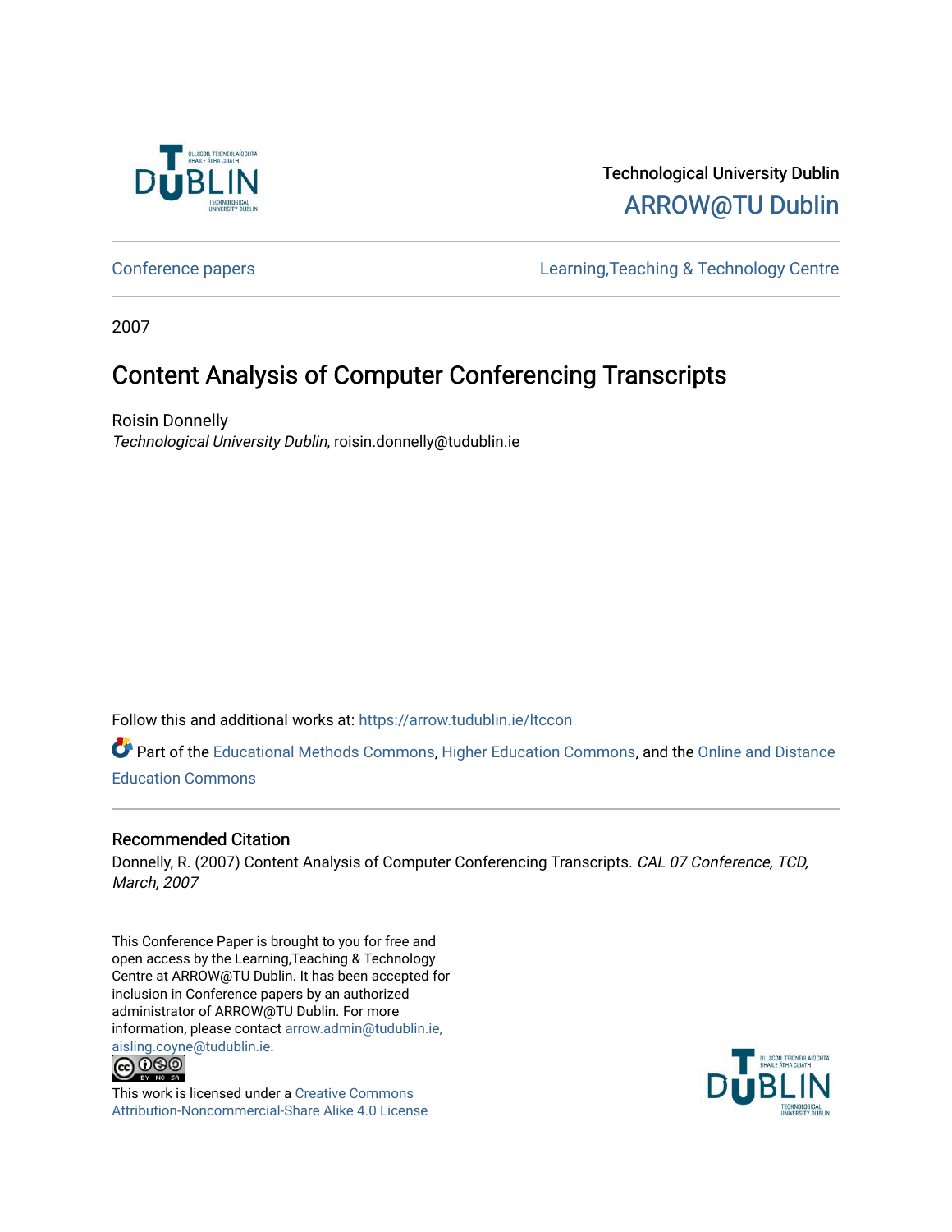Technological University Dublin

ARROW@TU Dublin

Conference papers

Learning,Teaching & Technology Centre

2007

# Content Analysis of Computer Conferencing Transcripts

Roisin Donnelly

*Technological University Dublin*, roisin.donnelly@tudublin.ie

Follow this and additional works at: https://arrow.tudublin.ie/ltccon

Part of the Educational Methods Commons, Higher Education Commons, and the Online and Distance Education Commons

## Recommended Citation

Donnelly, R. (2007) Content Analysis of Computer Conferencing Transcripts. *CAL 07 Conference, TCD, March, 2007*

This Conference Paper is brought to you for free and open access by the Learning,Teaching & Technology Centre at ARROW@TU Dublin. It has been accepted for inclusion in Conference papers by an authorized administrator of ARROW@TU Dublin. For more information, please contact arrow.admin@tudublin.ie, aisling.coyne@tudublin.ie.

This work is licensed under a Creative Commons Attribution-Noncommercial-Share Alike 4.0 License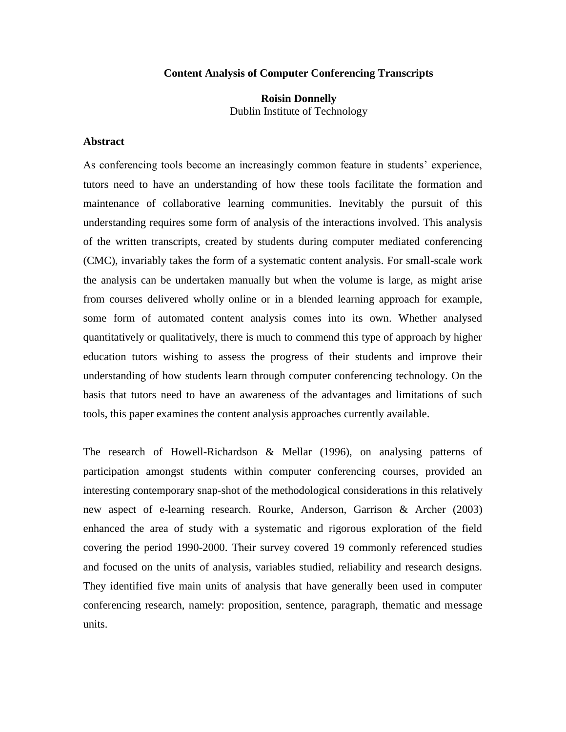# Content Analysis of Computer Conferencing Transcripts

**Roisin Donnelly**
Dublin Institute of Technology

## Abstract

As conferencing tools become an increasingly common feature in students' experience, tutors need to have an understanding of how these tools facilitate the formation and maintenance of collaborative learning communities. Inevitably the pursuit of this understanding requires some form of analysis of the interactions involved. This analysis of the written transcripts, created by students during computer mediated conferencing (CMC), invariably takes the form of a systematic content analysis. For small-scale work the analysis can be undertaken manually but when the volume is large, as might arise from courses delivered wholly online or in a blended learning approach for example, some form of automated content analysis comes into its own. Whether analysed quantitatively or qualitatively, there is much to commend this type of approach by higher education tutors wishing to assess the progress of their students and improve their understanding of how students learn through computer conferencing technology. On the basis that tutors need to have an awareness of the advantages and limitations of such tools, this paper examines the content analysis approaches currently available.

The research of Howell-Richardson & Mellar (1996), on analysing patterns of participation amongst students within computer conferencing courses, provided an interesting contemporary snap-shot of the methodological considerations in this relatively new aspect of e-learning research. Rourke, Anderson, Garrison & Archer (2003) enhanced the area of study with a systematic and rigorous exploration of the field covering the period 1990-2000. Their survey covered 19 commonly referenced studies and focused on the units of analysis, variables studied, reliability and research designs. They identified five main units of analysis that have generally been used in computer conferencing research, namely: proposition, sentence, paragraph, thematic and message units.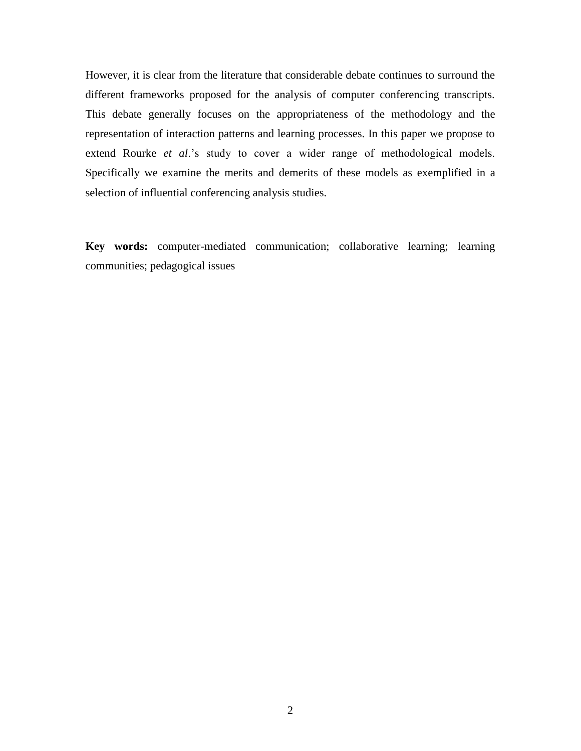However, it is clear from the literature that considerable debate continues to surround the different frameworks proposed for the analysis of computer conferencing transcripts. This debate generally focuses on the appropriateness of the methodology and the representation of interaction patterns and learning processes. In this paper we propose to extend Rourke *et al*.'s study to cover a wider range of methodological models. Specifically we examine the merits and demerits of these models as exemplified in a selection of influential conferencing analysis studies.

**Key words:** computer-mediated communication; collaborative learning; learning communities; pedagogical issues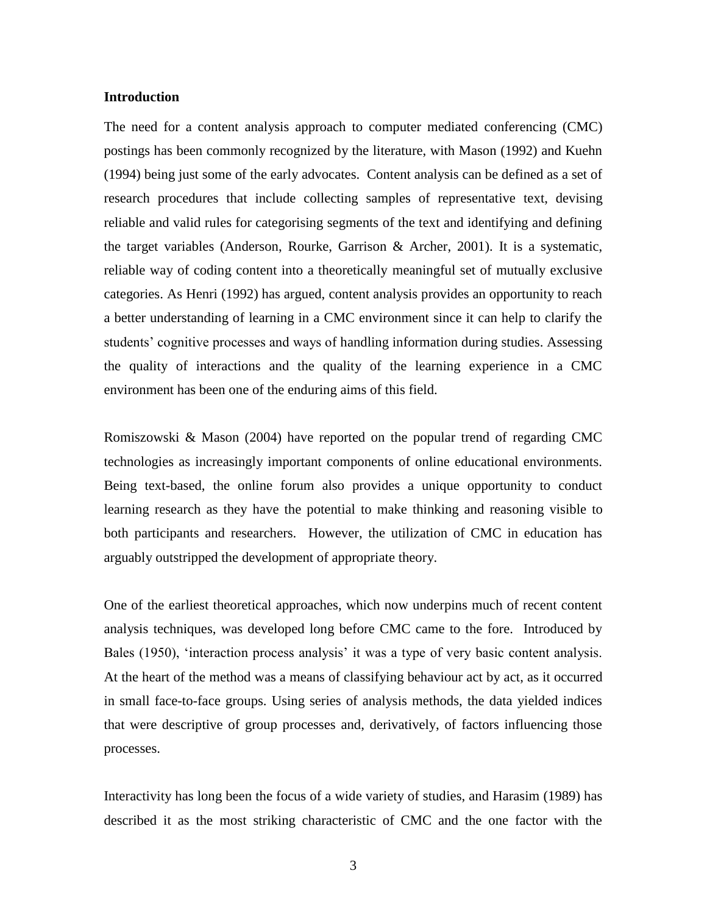## Introduction

The need for a content analysis approach to computer mediated conferencing (CMC) postings has been commonly recognized by the literature, with Mason (1992) and Kuehn (1994) being just some of the early advocates. Content analysis can be defined as a set of research procedures that include collecting samples of representative text, devising reliable and valid rules for categorising segments of the text and identifying and defining the target variables (Anderson, Rourke, Garrison & Archer, 2001). It is a systematic, reliable way of coding content into a theoretically meaningful set of mutually exclusive categories. As Henri (1992) has argued, content analysis provides an opportunity to reach a better understanding of learning in a CMC environment since it can help to clarify the students' cognitive processes and ways of handling information during studies. Assessing the quality of interactions and the quality of the learning experience in a CMC environment has been one of the enduring aims of this field.

Romiszowski & Mason (2004) have reported on the popular trend of regarding CMC technologies as increasingly important components of online educational environments. Being text-based, the online forum also provides a unique opportunity to conduct learning research as they have the potential to make thinking and reasoning visible to both participants and researchers. However, the utilization of CMC in education has arguably outstripped the development of appropriate theory.

One of the earliest theoretical approaches, which now underpins much of recent content analysis techniques, was developed long before CMC came to the fore. Introduced by Bales (1950), 'interaction process analysis' it was a type of very basic content analysis. At the heart of the method was a means of classifying behaviour act by act, as it occurred in small face-to-face groups. Using series of analysis methods, the data yielded indices that were descriptive of group processes and, derivatively, of factors influencing those processes.

Interactivity has long been the focus of a wide variety of studies, and Harasim (1989) has described it as the most striking characteristic of CMC and the one factor with the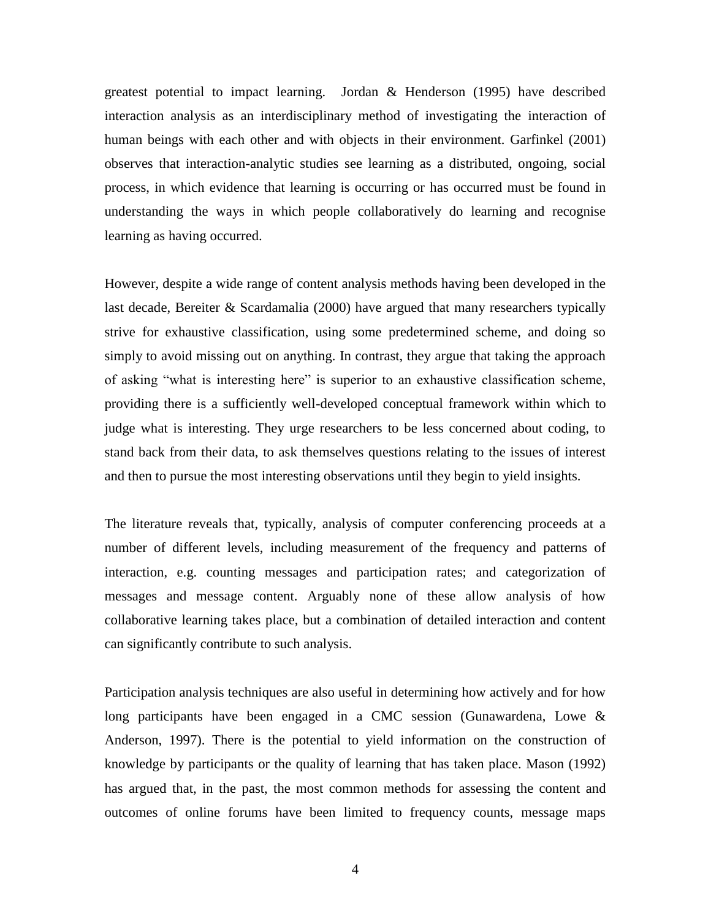greatest potential to impact learning. Jordan & Henderson (1995) have described interaction analysis as an interdisciplinary method of investigating the interaction of human beings with each other and with objects in their environment. Garfinkel (2001) observes that interaction-analytic studies see learning as a distributed, ongoing, social process, in which evidence that learning is occurring or has occurred must be found in understanding the ways in which people collaboratively do learning and recognise learning as having occurred.

However, despite a wide range of content analysis methods having been developed in the last decade, Bereiter & Scardamalia (2000) have argued that many researchers typically strive for exhaustive classification, using some predetermined scheme, and doing so simply to avoid missing out on anything. In contrast, they argue that taking the approach of asking "what is interesting here" is superior to an exhaustive classification scheme, providing there is a sufficiently well-developed conceptual framework within which to judge what is interesting. They urge researchers to be less concerned about coding, to stand back from their data, to ask themselves questions relating to the issues of interest and then to pursue the most interesting observations until they begin to yield insights.

The literature reveals that, typically, analysis of computer conferencing proceeds at a number of different levels, including measurement of the frequency and patterns of interaction, e.g. counting messages and participation rates; and categorization of messages and message content. Arguably none of these allow analysis of how collaborative learning takes place, but a combination of detailed interaction and content can significantly contribute to such analysis.

Participation analysis techniques are also useful in determining how actively and for how long participants have been engaged in a CMC session (Gunawardena, Lowe & Anderson, 1997). There is the potential to yield information on the construction of knowledge by participants or the quality of learning that has taken place. Mason (1992) has argued that, in the past, the most common methods for assessing the content and outcomes of online forums have been limited to frequency counts, message maps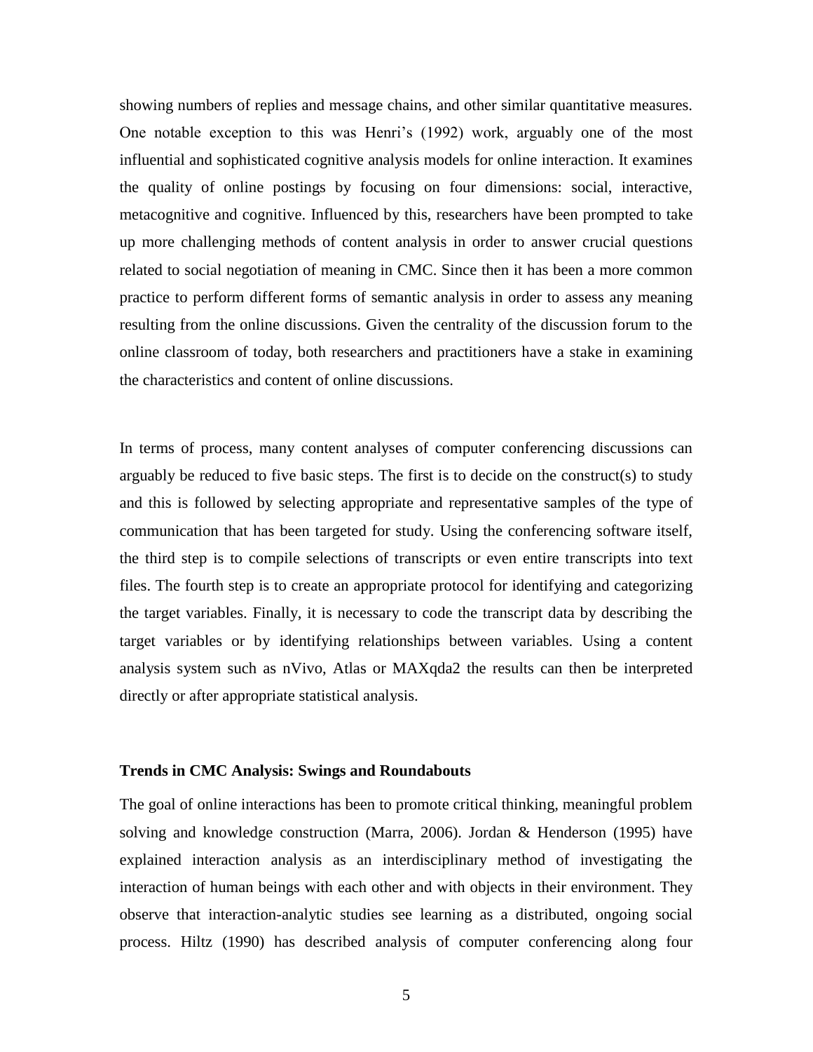showing numbers of replies and message chains, and other similar quantitative measures. One notable exception to this was Henri's (1992) work, arguably one of the most influential and sophisticated cognitive analysis models for online interaction. It examines the quality of online postings by focusing on four dimensions: social, interactive, metacognitive and cognitive. Influenced by this, researchers have been prompted to take up more challenging methods of content analysis in order to answer crucial questions related to social negotiation of meaning in CMC. Since then it has been a more common practice to perform different forms of semantic analysis in order to assess any meaning resulting from the online discussions. Given the centrality of the discussion forum to the online classroom of today, both researchers and practitioners have a stake in examining the characteristics and content of online discussions.

In terms of process, many content analyses of computer conferencing discussions can arguably be reduced to five basic steps. The first is to decide on the construct(s) to study and this is followed by selecting appropriate and representative samples of the type of communication that has been targeted for study. Using the conferencing software itself, the third step is to compile selections of transcripts or even entire transcripts into text files. The fourth step is to create an appropriate protocol for identifying and categorizing the target variables. Finally, it is necessary to code the transcript data by describing the target variables or by identifying relationships between variables. Using a content analysis system such as nVivo, Atlas or MAXqda2 the results can then be interpreted directly or after appropriate statistical analysis.

**Trends in CMC Analysis: Swings and Roundabouts**

The goal of online interactions has been to promote critical thinking, meaningful problem solving and knowledge construction (Marra, 2006). Jordan & Henderson (1995) have explained interaction analysis as an interdisciplinary method of investigating the interaction of human beings with each other and with objects in their environment. They observe that interaction-analytic studies see learning as a distributed, ongoing social process. Hiltz (1990) has described analysis of computer conferencing along four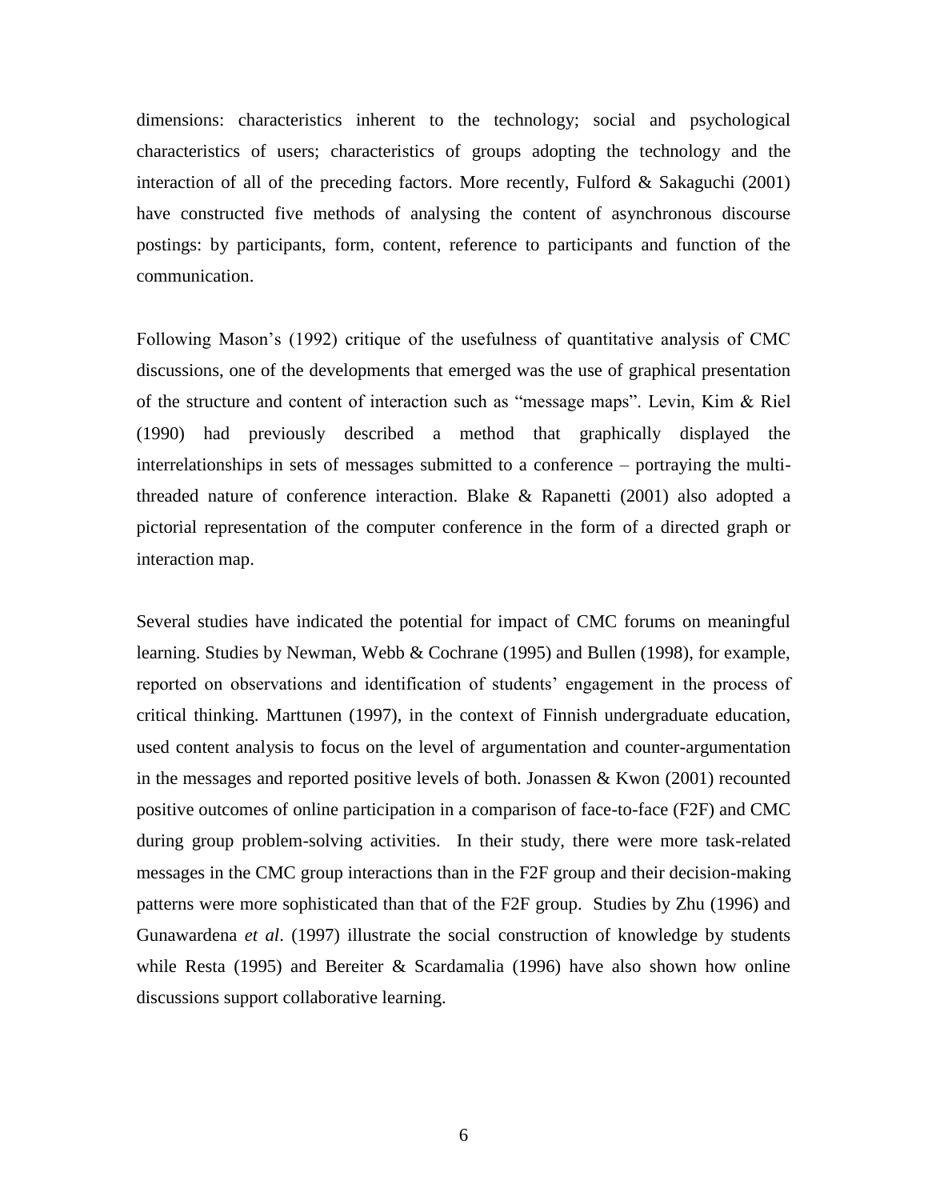dimensions: characteristics inherent to the technology; social and psychological characteristics of users; characteristics of groups adopting the technology and the interaction of all of the preceding factors. More recently, Fulford & Sakaguchi (2001) have constructed five methods of analysing the content of asynchronous discourse postings: by participants, form, content, reference to participants and function of the communication.

Following Mason's (1992) critique of the usefulness of quantitative analysis of CMC discussions, one of the developments that emerged was the use of graphical presentation of the structure and content of interaction such as "message maps". Levin, Kim & Riel (1990) had previously described a method that graphically displayed the interrelationships in sets of messages submitted to a conference – portraying the multi-threaded nature of conference interaction. Blake & Rapanetti (2001) also adopted a pictorial representation of the computer conference in the form of a directed graph or interaction map.

Several studies have indicated the potential for impact of CMC forums on meaningful learning. Studies by Newman, Webb & Cochrane (1995) and Bullen (1998), for example, reported on observations and identification of students' engagement in the process of critical thinking. Marttunen (1997), in the context of Finnish undergraduate education, used content analysis to focus on the level of argumentation and counter-argumentation in the messages and reported positive levels of both. Jonassen & Kwon (2001) recounted positive outcomes of online participation in a comparison of face-to-face (F2F) and CMC during group problem-solving activities. In their study, there were more task-related messages in the CMC group interactions than in the F2F group and their decision-making patterns were more sophisticated than that of the F2F group. Studies by Zhu (1996) and Gunawardena *et al*. (1997) illustrate the social construction of knowledge by students while Resta (1995) and Bereiter & Scardamalia (1996) have also shown how online discussions support collaborative learning.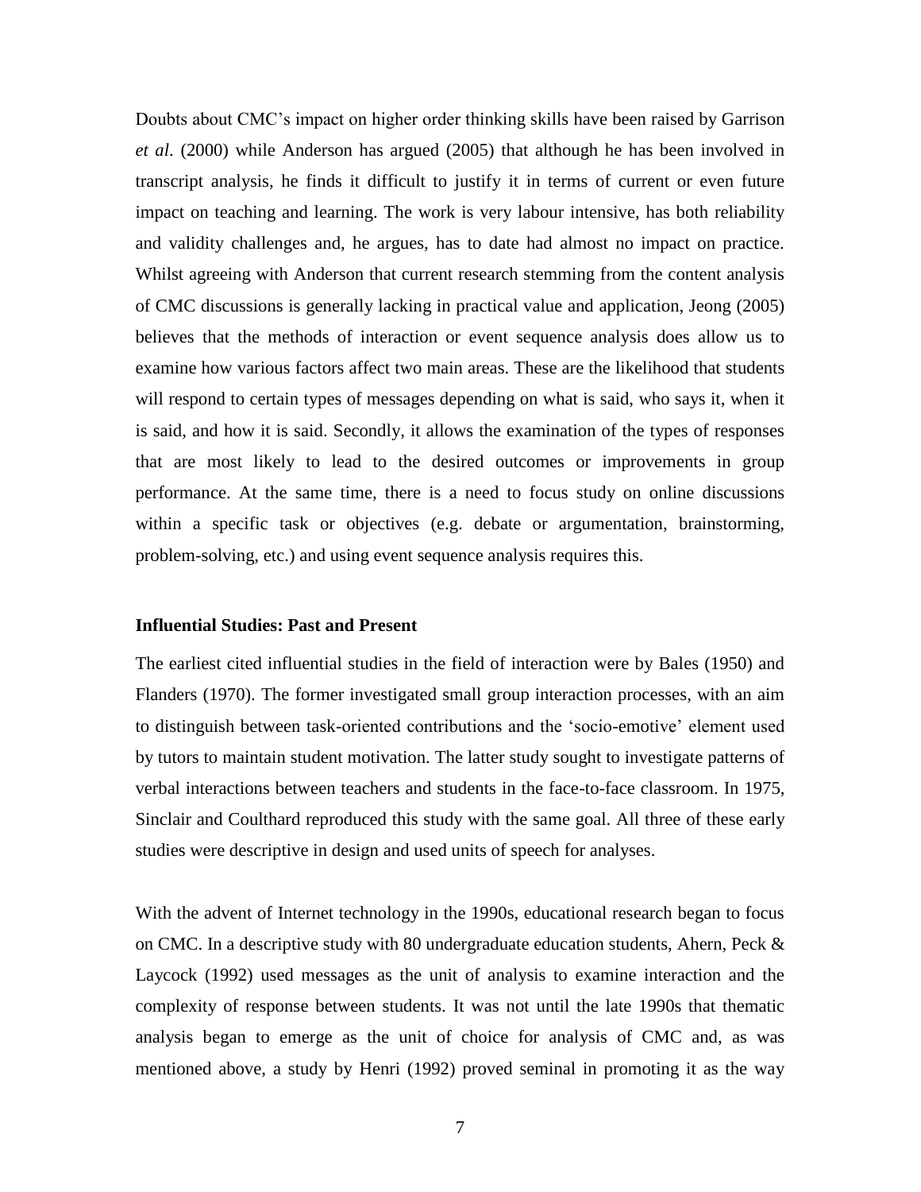Doubts about CMC's impact on higher order thinking skills have been raised by Garrison *et al*. (2000) while Anderson has argued (2005) that although he has been involved in transcript analysis, he finds it difficult to justify it in terms of current or even future impact on teaching and learning. The work is very labour intensive, has both reliability and validity challenges and, he argues, has to date had almost no impact on practice. Whilst agreeing with Anderson that current research stemming from the content analysis of CMC discussions is generally lacking in practical value and application, Jeong (2005) believes that the methods of interaction or event sequence analysis does allow us to examine how various factors affect two main areas. These are the likelihood that students will respond to certain types of messages depending on what is said, who says it, when it is said, and how it is said. Secondly, it allows the examination of the types of responses that are most likely to lead to the desired outcomes or improvements in group performance. At the same time, there is a need to focus study on online discussions within a specific task or objectives (e.g. debate or argumentation, brainstorming, problem-solving, etc.) and using event sequence analysis requires this.

### Influential Studies: Past and Present

The earliest cited influential studies in the field of interaction were by Bales (1950) and Flanders (1970). The former investigated small group interaction processes, with an aim to distinguish between task-oriented contributions and the 'socio-emotive' element used by tutors to maintain student motivation. The latter study sought to investigate patterns of verbal interactions between teachers and students in the face-to-face classroom. In 1975, Sinclair and Coulthard reproduced this study with the same goal. All three of these early studies were descriptive in design and used units of speech for analyses.

With the advent of Internet technology in the 1990s, educational research began to focus on CMC. In a descriptive study with 80 undergraduate education students, Ahern, Peck & Laycock (1992) used messages as the unit of analysis to examine interaction and the complexity of response between students. It was not until the late 1990s that thematic analysis began to emerge as the unit of choice for analysis of CMC and, as was mentioned above, a study by Henri (1992) proved seminal in promoting it as the way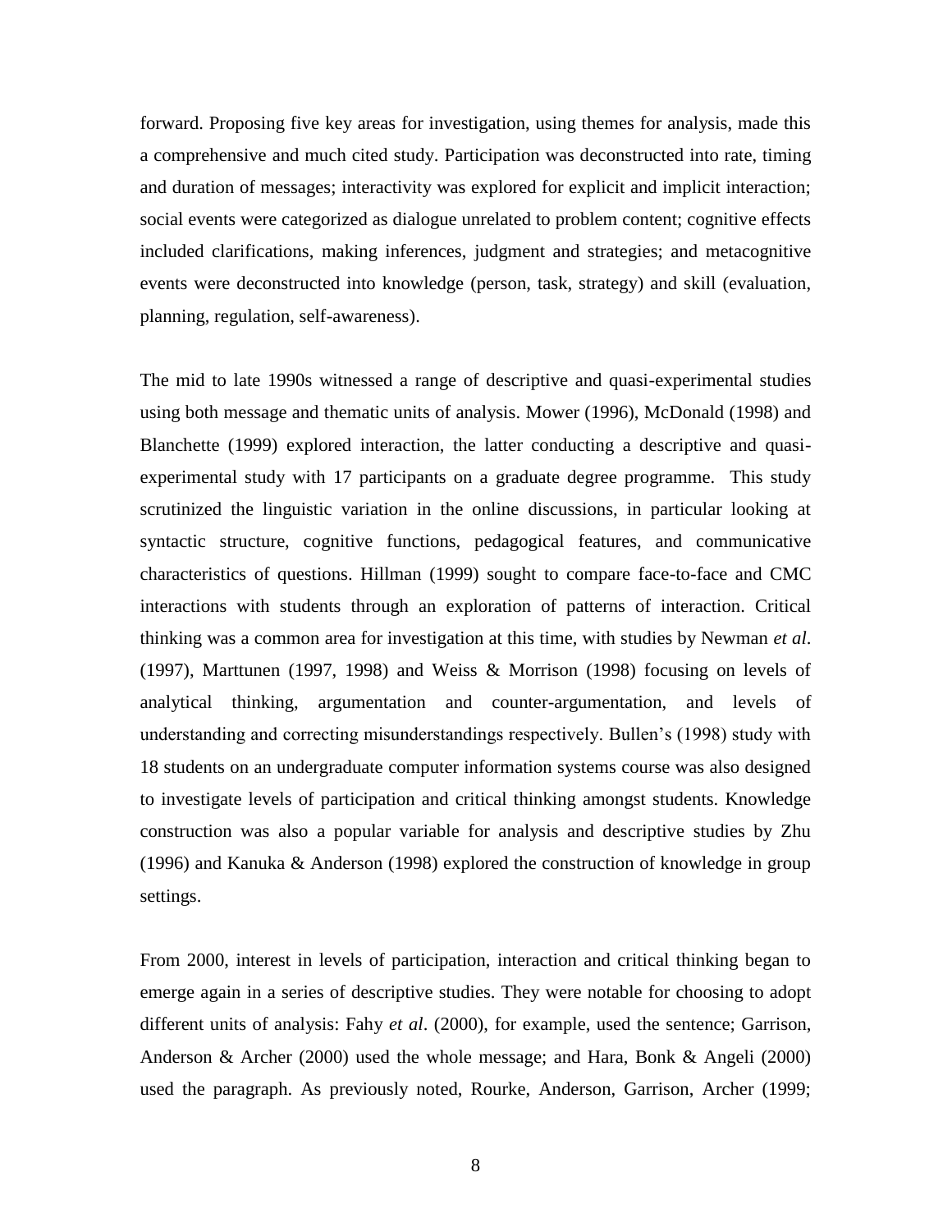forward. Proposing five key areas for investigation, using themes for analysis, made this a comprehensive and much cited study. Participation was deconstructed into rate, timing and duration of messages; interactivity was explored for explicit and implicit interaction; social events were categorized as dialogue unrelated to problem content; cognitive effects included clarifications, making inferences, judgment and strategies; and metacognitive events were deconstructed into knowledge (person, task, strategy) and skill (evaluation, planning, regulation, self-awareness).

The mid to late 1990s witnessed a range of descriptive and quasi-experimental studies using both message and thematic units of analysis. Mower (1996), McDonald (1998) and Blanchette (1999) explored interaction, the latter conducting a descriptive and quasi-experimental study with 17 participants on a graduate degree programme. This study scrutinized the linguistic variation in the online discussions, in particular looking at syntactic structure, cognitive functions, pedagogical features, and communicative characteristics of questions. Hillman (1999) sought to compare face-to-face and CMC interactions with students through an exploration of patterns of interaction. Critical thinking was a common area for investigation at this time, with studies by Newman *et al*. (1997), Marttunen (1997, 1998) and Weiss & Morrison (1998) focusing on levels of analytical thinking, argumentation and counter-argumentation, and levels of understanding and correcting misunderstandings respectively. Bullen's (1998) study with 18 students on an undergraduate computer information systems course was also designed to investigate levels of participation and critical thinking amongst students. Knowledge construction was also a popular variable for analysis and descriptive studies by Zhu (1996) and Kanuka & Anderson (1998) explored the construction of knowledge in group settings.

From 2000, interest in levels of participation, interaction and critical thinking began to emerge again in a series of descriptive studies. They were notable for choosing to adopt different units of analysis: Fahy *et al*. (2000), for example, used the sentence; Garrison, Anderson & Archer (2000) used the whole message; and Hara, Bonk & Angeli (2000) used the paragraph. As previously noted, Rourke, Anderson, Garrison, Archer (1999;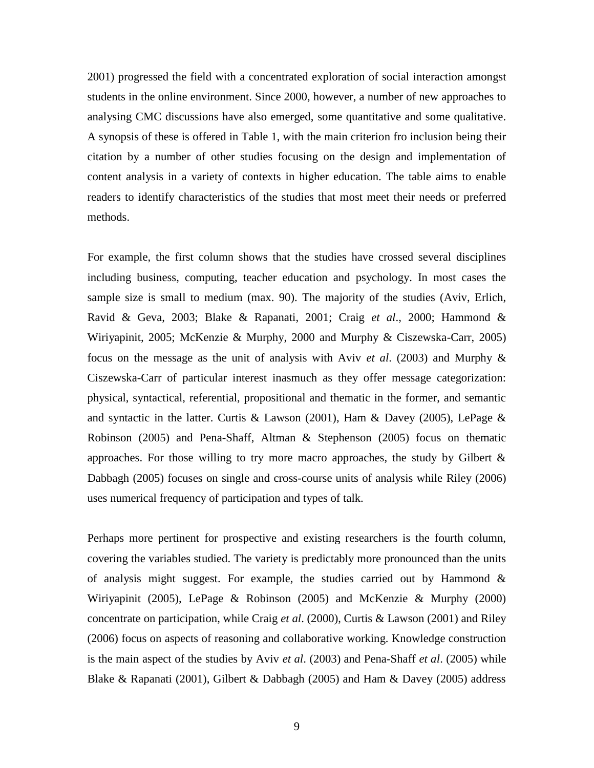2001) progressed the field with a concentrated exploration of social interaction amongst students in the online environment. Since 2000, however, a number of new approaches to analysing CMC discussions have also emerged, some quantitative and some qualitative. A synopsis of these is offered in Table 1, with the main criterion fro inclusion being their citation by a number of other studies focusing on the design and implementation of content analysis in a variety of contexts in higher education. The table aims to enable readers to identify characteristics of the studies that most meet their needs or preferred methods.

For example, the first column shows that the studies have crossed several disciplines including business, computing, teacher education and psychology. In most cases the sample size is small to medium (max. 90). The majority of the studies (Aviv, Erlich, Ravid & Geva, 2003; Blake & Rapanati, 2001; Craig *et al*., 2000; Hammond & Wiriyapinit, 2005; McKenzie & Murphy, 2000 and Murphy & Ciszewska-Carr, 2005) focus on the message as the unit of analysis with Aviv *et al*. (2003) and Murphy & Ciszewska-Carr of particular interest inasmuch as they offer message categorization: physical, syntactical, referential, propositional and thematic in the former, and semantic and syntactic in the latter. Curtis & Lawson (2001), Ham & Davey (2005), LePage & Robinson (2005) and Pena-Shaff, Altman & Stephenson (2005) focus on thematic approaches. For those willing to try more macro approaches, the study by Gilbert & Dabbagh (2005) focuses on single and cross-course units of analysis while Riley (2006) uses numerical frequency of participation and types of talk.

Perhaps more pertinent for prospective and existing researchers is the fourth column, covering the variables studied. The variety is predictably more pronounced than the units of analysis might suggest. For example, the studies carried out by Hammond & Wiriyapinit (2005), LePage & Robinson (2005) and McKenzie & Murphy (2000) concentrate on participation, while Craig *et al*. (2000), Curtis & Lawson (2001) and Riley (2006) focus on aspects of reasoning and collaborative working. Knowledge construction is the main aspect of the studies by Aviv *et al*. (2003) and Pena-Shaff *et al*. (2005) while Blake & Rapanati (2001), Gilbert & Dabbagh (2005) and Ham & Davey (2005) address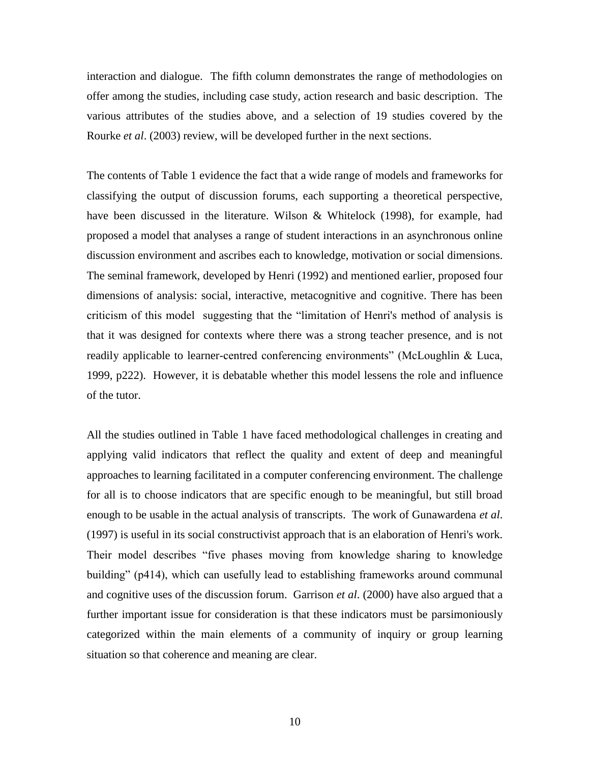interaction and dialogue. The fifth column demonstrates the range of methodologies on offer among the studies, including case study, action research and basic description. The various attributes of the studies above, and a selection of 19 studies covered by the Rourke *et al*. (2003) review, will be developed further in the next sections.

The contents of Table 1 evidence the fact that a wide range of models and frameworks for classifying the output of discussion forums, each supporting a theoretical perspective, have been discussed in the literature. Wilson & Whitelock (1998), for example, had proposed a model that analyses a range of student interactions in an asynchronous online discussion environment and ascribes each to knowledge, motivation or social dimensions. The seminal framework, developed by Henri (1992) and mentioned earlier, proposed four dimensions of analysis: social, interactive, metacognitive and cognitive. There has been criticism of this model suggesting that the "limitation of Henri's method of analysis is that it was designed for contexts where there was a strong teacher presence, and is not readily applicable to learner-centred conferencing environments" (McLoughlin & Luca, 1999, p222). However, it is debatable whether this model lessens the role and influence of the tutor.

All the studies outlined in Table 1 have faced methodological challenges in creating and applying valid indicators that reflect the quality and extent of deep and meaningful approaches to learning facilitated in a computer conferencing environment. The challenge for all is to choose indicators that are specific enough to be meaningful, but still broad enough to be usable in the actual analysis of transcripts. The work of Gunawardena *et al*. (1997) is useful in its social constructivist approach that is an elaboration of Henri's work. Their model describes "five phases moving from knowledge sharing to knowledge building" (p414), which can usefully lead to establishing frameworks around communal and cognitive uses of the discussion forum. Garrison *et al*. (2000) have also argued that a further important issue for consideration is that these indicators must be parsimoniously categorized within the main elements of a community of inquiry or group learning situation so that coherence and meaning are clear.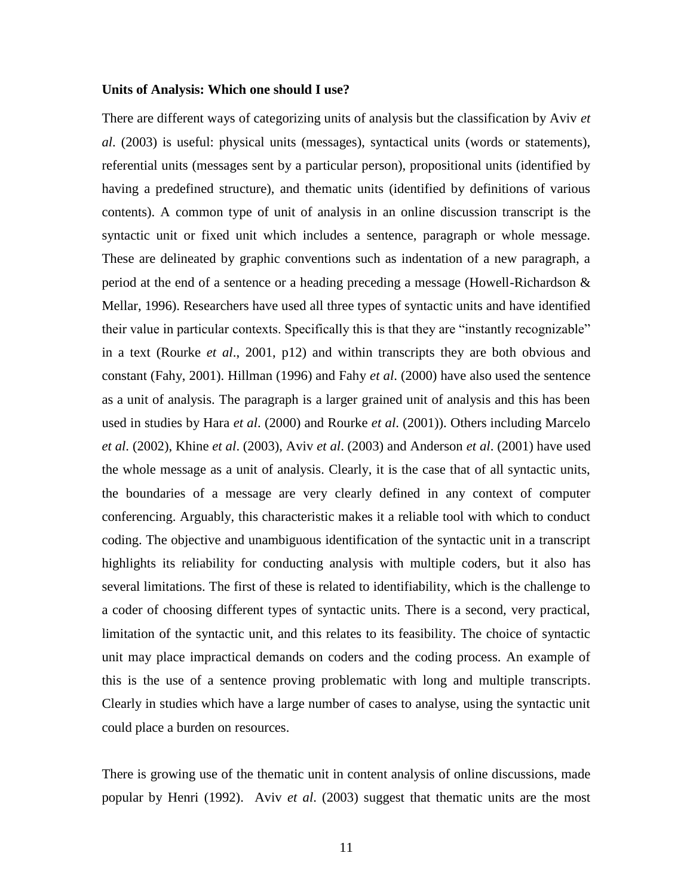**Units of Analysis: Which one should I use?**

There are different ways of categorizing units of analysis but the classification by Aviv *et al*. (2003) is useful: physical units (messages), syntactical units (words or statements), referential units (messages sent by a particular person), propositional units (identified by having a predefined structure), and thematic units (identified by definitions of various contents). A common type of unit of analysis in an online discussion transcript is the syntactic unit or fixed unit which includes a sentence, paragraph or whole message. These are delineated by graphic conventions such as indentation of a new paragraph, a period at the end of a sentence or a heading preceding a message (Howell-Richardson & Mellar, 1996). Researchers have used all three types of syntactic units and have identified their value in particular contexts. Specifically this is that they are "instantly recognizable" in a text (Rourke *et al*., 2001, p12) and within transcripts they are both obvious and constant (Fahy, 2001). Hillman (1996) and Fahy *et al*. (2000) have also used the sentence as a unit of analysis. The paragraph is a larger grained unit of analysis and this has been used in studies by Hara *et al*. (2000) and Rourke *et al*. (2001)). Others including Marcelo *et al*. (2002), Khine *et al*. (2003), Aviv *et al*. (2003) and Anderson *et al*. (2001) have used the whole message as a unit of analysis. Clearly, it is the case that of all syntactic units, the boundaries of a message are very clearly defined in any context of computer conferencing. Arguably, this characteristic makes it a reliable tool with which to conduct coding. The objective and unambiguous identification of the syntactic unit in a transcript highlights its reliability for conducting analysis with multiple coders, but it also has several limitations. The first of these is related to identifiability, which is the challenge to a coder of choosing different types of syntactic units. There is a second, very practical, limitation of the syntactic unit, and this relates to its feasibility. The choice of syntactic unit may place impractical demands on coders and the coding process. An example of this is the use of a sentence proving problematic with long and multiple transcripts. Clearly in studies which have a large number of cases to analyse, using the syntactic unit could place a burden on resources.

There is growing use of the thematic unit in content analysis of online discussions, made popular by Henri (1992). Aviv *et al*. (2003) suggest that thematic units are the most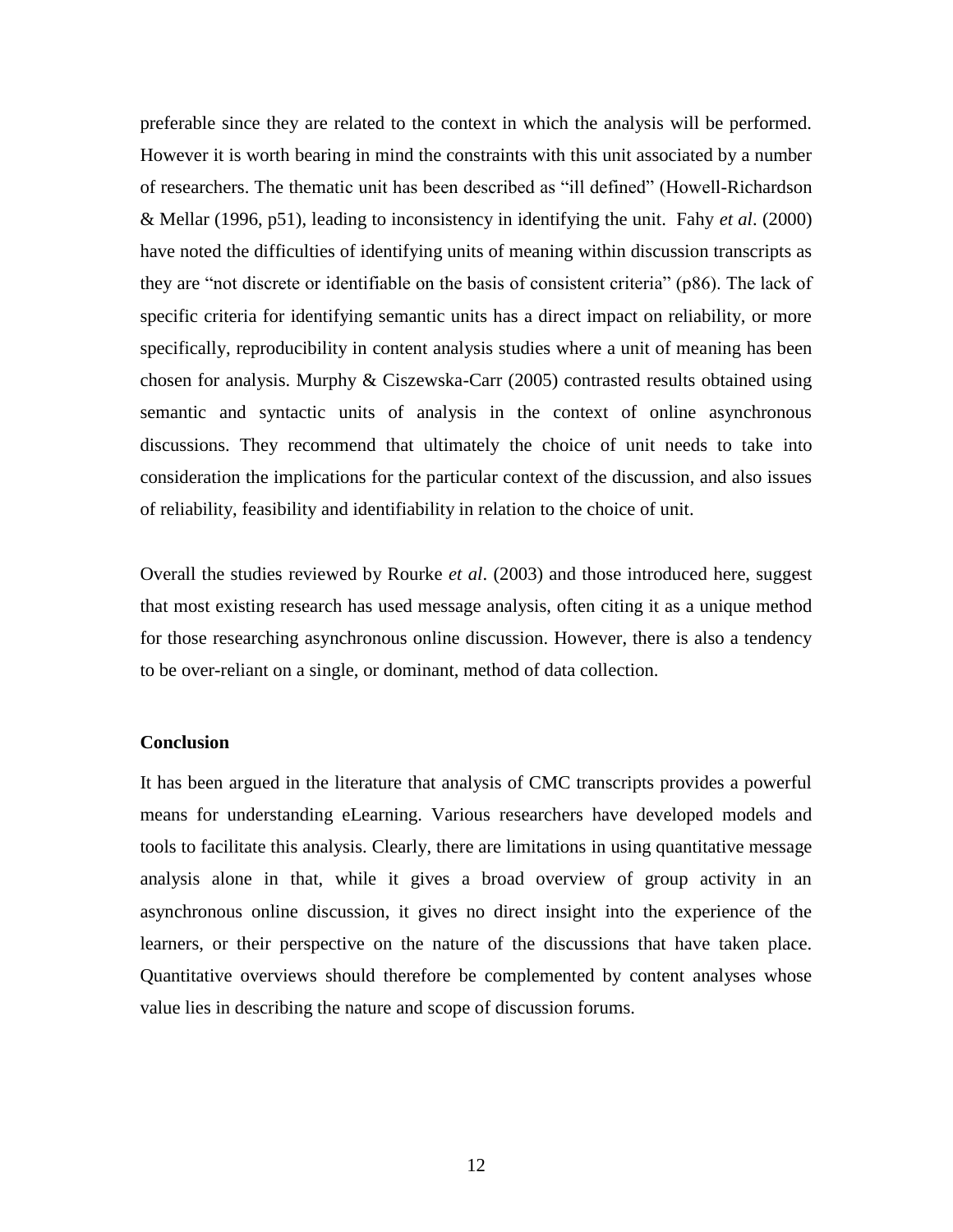preferable since they are related to the context in which the analysis will be performed. However it is worth bearing in mind the constraints with this unit associated by a number of researchers. The thematic unit has been described as "ill defined" (Howell-Richardson & Mellar (1996, p51), leading to inconsistency in identifying the unit. Fahy *et al*. (2000) have noted the difficulties of identifying units of meaning within discussion transcripts as they are "not discrete or identifiable on the basis of consistent criteria" (p86). The lack of specific criteria for identifying semantic units has a direct impact on reliability, or more specifically, reproducibility in content analysis studies where a unit of meaning has been chosen for analysis. Murphy & Ciszewska-Carr (2005) contrasted results obtained using semantic and syntactic units of analysis in the context of online asynchronous discussions. They recommend that ultimately the choice of unit needs to take into consideration the implications for the particular context of the discussion, and also issues of reliability, feasibility and identifiability in relation to the choice of unit.

Overall the studies reviewed by Rourke *et al*. (2003) and those introduced here, suggest that most existing research has used message analysis, often citing it as a unique method for those researching asynchronous online discussion. However, there is also a tendency to be over-reliant on a single, or dominant, method of data collection.

**Conclusion**

It has been argued in the literature that analysis of CMC transcripts provides a powerful means for understanding eLearning. Various researchers have developed models and tools to facilitate this analysis. Clearly, there are limitations in using quantitative message analysis alone in that, while it gives a broad overview of group activity in an asynchronous online discussion, it gives no direct insight into the experience of the learners, or their perspective on the nature of the discussions that have taken place. Quantitative overviews should therefore be complemented by content analyses whose value lies in describing the nature and scope of discussion forums.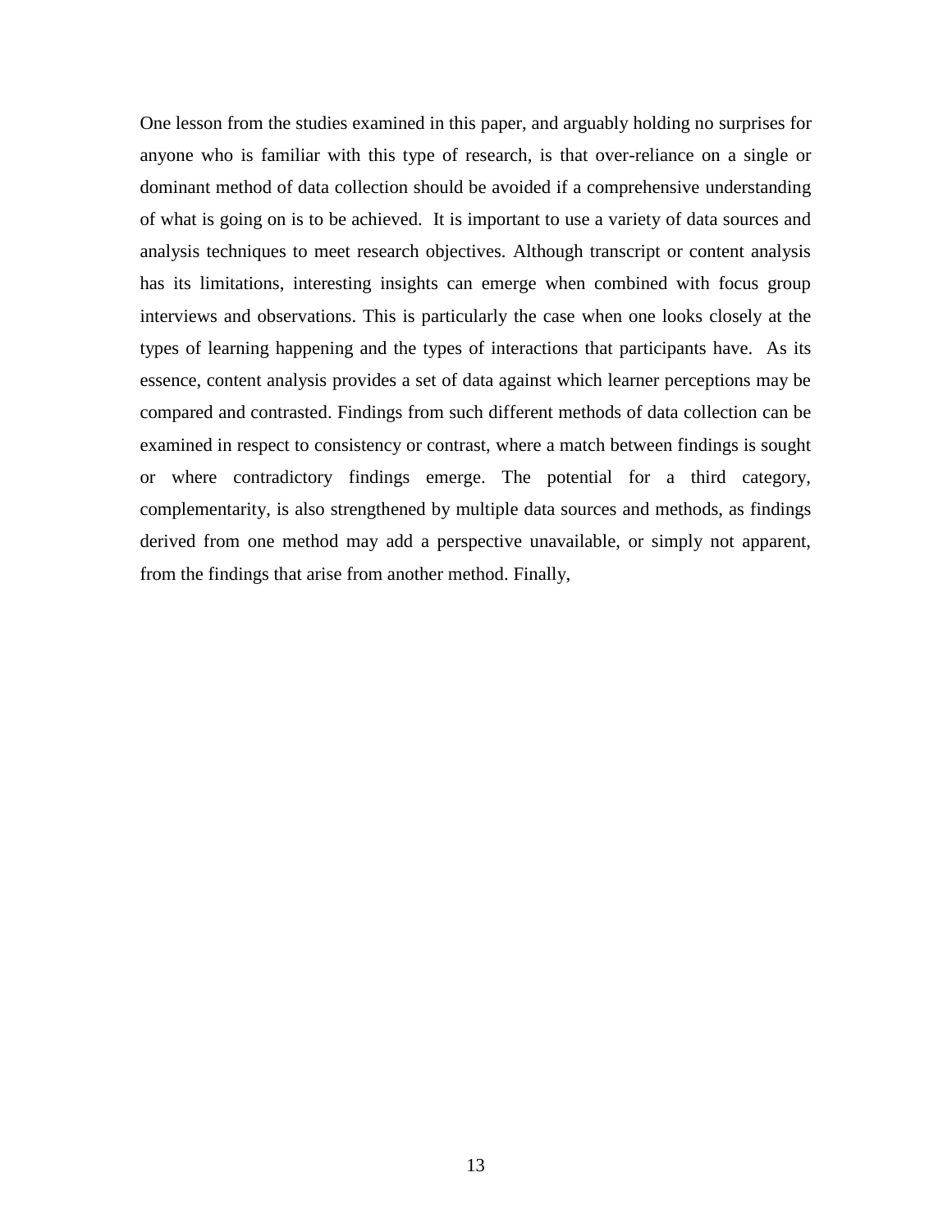One lesson from the studies examined in this paper, and arguably holding no surprises for anyone who is familiar with this type of research, is that over-reliance on a single or dominant method of data collection should be avoided if a comprehensive understanding of what is going on is to be achieved. It is important to use a variety of data sources and analysis techniques to meet research objectives. Although transcript or content analysis has its limitations, interesting insights can emerge when combined with focus group interviews and observations. This is particularly the case when one looks closely at the types of learning happening and the types of interactions that participants have. As its essence, content analysis provides a set of data against which learner perceptions may be compared and contrasted. Findings from such different methods of data collection can be examined in respect to consistency or contrast, where a match between findings is sought or where contradictory findings emerge. The potential for a third category, complementarity, is also strengthened by multiple data sources and methods, as findings derived from one method may add a perspective unavailable, or simply not apparent, from the findings that arise from another method. Finally,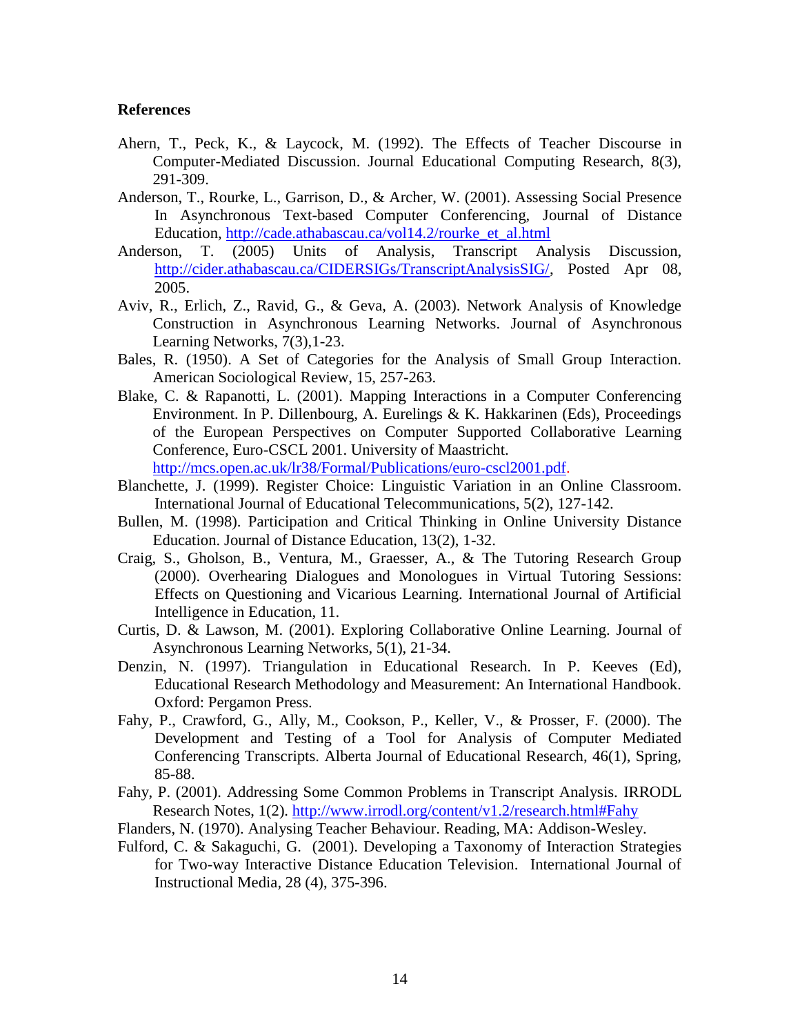**References**

Ahern, T., Peck, K., & Laycock, M. (1992). The Effects of Teacher Discourse in Computer-Mediated Discussion. Journal Educational Computing Research, 8(3), 291-309.

Anderson, T., Rourke, L., Garrison, D., & Archer, W. (2001). Assessing Social Presence In Asynchronous Text-based Computer Conferencing, Journal of Distance Education, http://cade.athabascau.ca/vol14.2/rourke_et_al.html

Anderson, T. (2005) Units of Analysis, Transcript Analysis Discussion, http://cider.athabascau.ca/CIDERSIGs/TranscriptAnalysisSIG/, Posted Apr 08, 2005.

Aviv, R., Erlich, Z., Ravid, G., & Geva, A. (2003). Network Analysis of Knowledge Construction in Asynchronous Learning Networks. Journal of Asynchronous Learning Networks, 7(3),1-23.

Bales, R. (1950). A Set of Categories for the Analysis of Small Group Interaction. American Sociological Review, 15, 257-263.

Blake, C. & Rapanotti, L. (2001). Mapping Interactions in a Computer Conferencing Environment. In P. Dillenbourg, A. Eurelings & K. Hakkarinen (Eds), Proceedings of the European Perspectives on Computer Supported Collaborative Learning Conference, Euro-CSCL 2001. University of Maastricht. http://mcs.open.ac.uk/lr38/Formal/Publications/euro-cscl2001.pdf.

Blanchette, J. (1999). Register Choice: Linguistic Variation in an Online Classroom. International Journal of Educational Telecommunications, 5(2), 127-142.

Bullen, M. (1998). Participation and Critical Thinking in Online University Distance Education. Journal of Distance Education, 13(2), 1-32.

Craig, S., Gholson, B., Ventura, M., Graesser, A., & The Tutoring Research Group (2000). Overhearing Dialogues and Monologues in Virtual Tutoring Sessions: Effects on Questioning and Vicarious Learning. International Journal of Artificial Intelligence in Education, 11.

Curtis, D. & Lawson, M. (2001). Exploring Collaborative Online Learning. Journal of Asynchronous Learning Networks, 5(1), 21-34.

Denzin, N. (1997). Triangulation in Educational Research. In P. Keeves (Ed), Educational Research Methodology and Measurement: An International Handbook. Oxford: Pergamon Press.

Fahy, P., Crawford, G., Ally, M., Cookson, P., Keller, V., & Prosser, F. (2000). The Development and Testing of a Tool for Analysis of Computer Mediated Conferencing Transcripts. Alberta Journal of Educational Research, 46(1), Spring, 85-88.

Fahy, P. (2001). Addressing Some Common Problems in Transcript Analysis. IRRODL Research Notes, 1(2). http://www.irrodl.org/content/v1.2/research.html#Fahy

Flanders, N. (1970). Analysing Teacher Behaviour. Reading, MA: Addison-Wesley.

Fulford, C. & Sakaguchi, G. (2001). Developing a Taxonomy of Interaction Strategies for Two-way Interactive Distance Education Television. International Journal of Instructional Media, 28 (4), 375-396.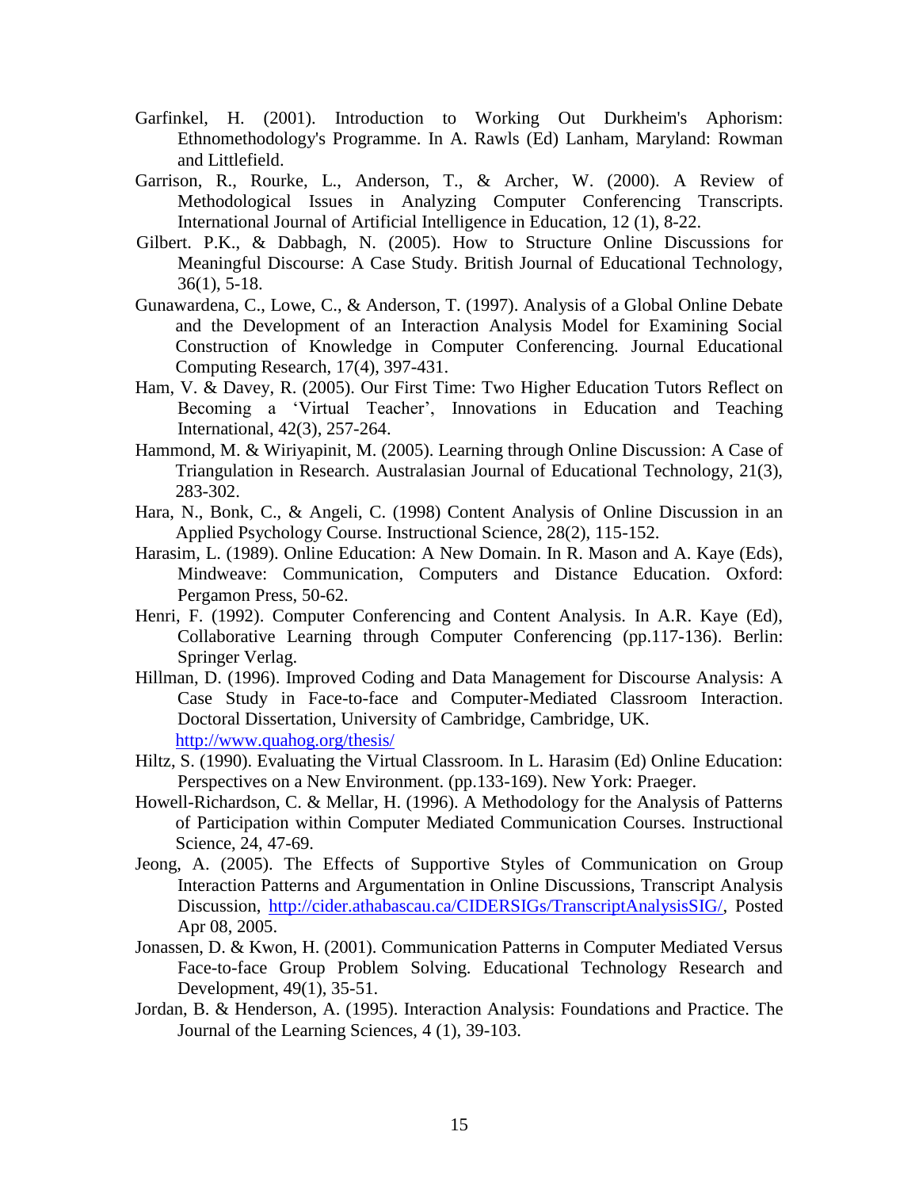Garfinkel, H. (2001). Introduction to Working Out Durkheim's Aphorism: Ethnomethodology's Programme. In A. Rawls (Ed) Lanham, Maryland: Rowman and Littlefield.

Garrison, R., Rourke, L., Anderson, T., & Archer, W. (2000). A Review of Methodological Issues in Analyzing Computer Conferencing Transcripts. International Journal of Artificial Intelligence in Education, 12 (1), 8-22.

Gilbert. P.K., & Dabbagh, N. (2005). How to Structure Online Discussions for Meaningful Discourse: A Case Study. British Journal of Educational Technology, 36(1), 5-18.

Gunawardena, C., Lowe, C., & Anderson, T. (1997). Analysis of a Global Online Debate and the Development of an Interaction Analysis Model for Examining Social Construction of Knowledge in Computer Conferencing. Journal Educational Computing Research, 17(4), 397-431.

Ham, V. & Davey, R. (2005). Our First Time: Two Higher Education Tutors Reflect on Becoming a 'Virtual Teacher', Innovations in Education and Teaching International, 42(3), 257-264.

Hammond, M. & Wiriyapinit, M. (2005). Learning through Online Discussion: A Case of Triangulation in Research. Australasian Journal of Educational Technology, 21(3), 283-302.

Hara, N., Bonk, C., & Angeli, C. (1998) Content Analysis of Online Discussion in an Applied Psychology Course. Instructional Science, 28(2), 115-152.

Harasim, L. (1989). Online Education: A New Domain. In R. Mason and A. Kaye (Eds), Mindweave: Communication, Computers and Distance Education. Oxford: Pergamon Press, 50-62.

Henri, F. (1992). Computer Conferencing and Content Analysis. In A.R. Kaye (Ed), Collaborative Learning through Computer Conferencing (pp.117-136). Berlin: Springer Verlag.

Hillman, D. (1996). Improved Coding and Data Management for Discourse Analysis: A Case Study in Face-to-face and Computer-Mediated Classroom Interaction. Doctoral Dissertation, University of Cambridge, Cambridge, UK. http://www.quahog.org/thesis/

Hiltz, S. (1990). Evaluating the Virtual Classroom. In L. Harasim (Ed) Online Education: Perspectives on a New Environment. (pp.133-169). New York: Praeger.

Howell-Richardson, C. & Mellar, H. (1996). A Methodology for the Analysis of Patterns of Participation within Computer Mediated Communication Courses. Instructional Science, 24, 47-69.

Jeong, A. (2005). The Effects of Supportive Styles of Communication on Group Interaction Patterns and Argumentation in Online Discussions, Transcript Analysis Discussion, http://cider.athabascau.ca/CIDERSIGs/TranscriptAnalysisSIG/, Posted Apr 08, 2005.

Jonassen, D. & Kwon, H. (2001). Communication Patterns in Computer Mediated Versus Face-to-face Group Problem Solving. Educational Technology Research and Development, 49(1), 35-51.

Jordan, B. & Henderson, A. (1995). Interaction Analysis: Foundations and Practice. The Journal of the Learning Sciences, 4 (1), 39-103.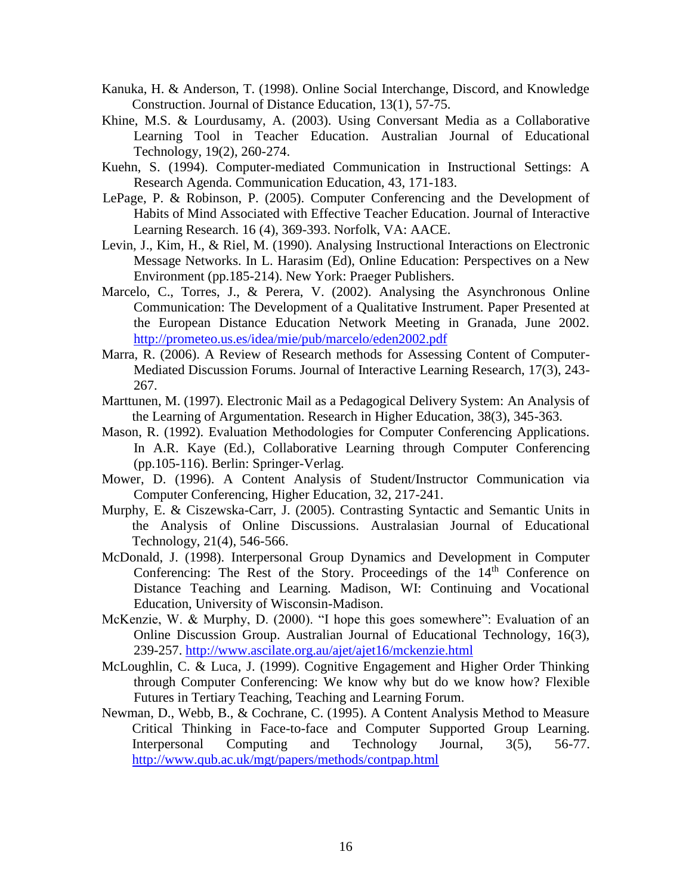Kanuka, H. & Anderson, T. (1998). Online Social Interchange, Discord, and Knowledge Construction. Journal of Distance Education, 13(1), 57-75.

Khine, M.S. & Lourdusamy, A. (2003). Using Conversant Media as a Collaborative Learning Tool in Teacher Education. Australian Journal of Educational Technology, 19(2), 260-274.

Kuehn, S. (1994). Computer-mediated Communication in Instructional Settings: A Research Agenda. Communication Education, 43, 171-183.

LePage, P. & Robinson, P. (2005). Computer Conferencing and the Development of Habits of Mind Associated with Effective Teacher Education. Journal of Interactive Learning Research. 16 (4), 369-393. Norfolk, VA: AACE.

Levin, J., Kim, H., & Riel, M. (1990). Analysing Instructional Interactions on Electronic Message Networks. In L. Harasim (Ed), Online Education: Perspectives on a New Environment (pp.185-214). New York: Praeger Publishers.

Marcelo, C., Torres, J., & Perera, V. (2002). Analysing the Asynchronous Online Communication: The Development of a Qualitative Instrument. Paper Presented at the European Distance Education Network Meeting in Granada, June 2002. http://prometeo.us.es/idea/mie/pub/marcelo/eden2002.pdf

Marra, R. (2006). A Review of Research methods for Assessing Content of Computer-Mediated Discussion Forums. Journal of Interactive Learning Research, 17(3), 243-267.

Marttunen, M. (1997). Electronic Mail as a Pedagogical Delivery System: An Analysis of the Learning of Argumentation. Research in Higher Education, 38(3), 345-363.

Mason, R. (1992). Evaluation Methodologies for Computer Conferencing Applications. In A.R. Kaye (Ed.), Collaborative Learning through Computer Conferencing (pp.105-116). Berlin: Springer-Verlag.

Mower, D. (1996). A Content Analysis of Student/Instructor Communication via Computer Conferencing, Higher Education, 32, 217-241.

Murphy, E. & Ciszewska-Carr, J. (2005). Contrasting Syntactic and Semantic Units in the Analysis of Online Discussions. Australasian Journal of Educational Technology, 21(4), 546-566.

McDonald, J. (1998). Interpersonal Group Dynamics and Development in Computer Conferencing: The Rest of the Story. Proceedings of the 14th Conference on Distance Teaching and Learning. Madison, WI: Continuing and Vocational Education, University of Wisconsin-Madison.

McKenzie, W. & Murphy, D. (2000). "I hope this goes somewhere": Evaluation of an Online Discussion Group. Australian Journal of Educational Technology, 16(3), 239-257. http://www.ascilate.org.au/ajet/ajet16/mckenzie.html

McLoughlin, C. & Luca, J. (1999). Cognitive Engagement and Higher Order Thinking through Computer Conferencing: We know why but do we know how? Flexible Futures in Tertiary Teaching, Teaching and Learning Forum.

Newman, D., Webb, B., & Cochrane, C. (1995). A Content Analysis Method to Measure Critical Thinking in Face-to-face and Computer Supported Group Learning. Interpersonal Computing and Technology Journal, 3(5), 56-77. http://www.qub.ac.uk/mgt/papers/methods/contpap.html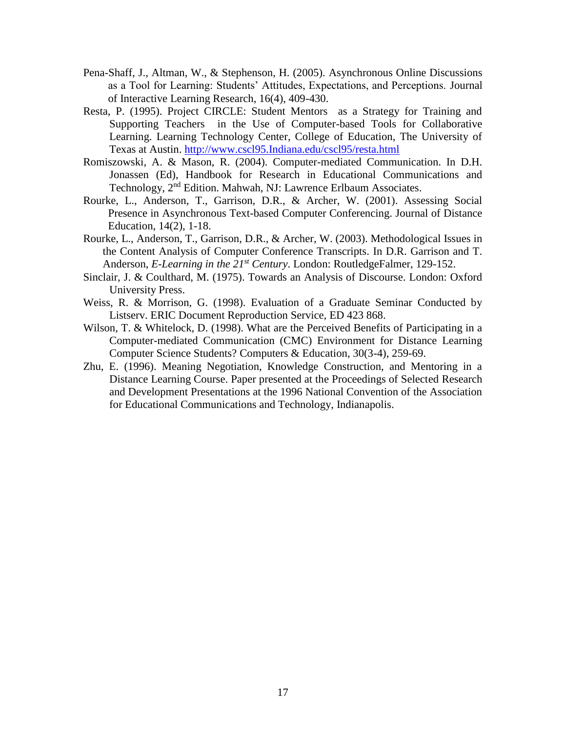Pena-Shaff, J., Altman, W., & Stephenson, H. (2005). Asynchronous Online Discussions as a Tool for Learning: Students' Attitudes, Expectations, and Perceptions. Journal of Interactive Learning Research, 16(4), 409-430.

Resta, P. (1995). Project CIRCLE: Student Mentors as a Strategy for Training and Supporting Teachers in the Use of Computer-based Tools for Collaborative Learning. Learning Technology Center, College of Education, The University of Texas at Austin. http://www.cscl95.Indiana.edu/cscl95/resta.html

Romiszowski, A. & Mason, R. (2004). Computer-mediated Communication. In D.H. Jonassen (Ed), Handbook for Research in Educational Communications and Technology, 2nd Edition. Mahwah, NJ: Lawrence Erlbaum Associates.

Rourke, L., Anderson, T., Garrison, D.R., & Archer, W. (2001). Assessing Social Presence in Asynchronous Text-based Computer Conferencing. Journal of Distance Education, 14(2), 1-18.

Rourke, L., Anderson, T., Garrison, D.R., & Archer, W. (2003). Methodological Issues in the Content Analysis of Computer Conference Transcripts. In D.R. Garrison and T. Anderson, *E-Learning in the 21st Century*. London: RoutledgeFalmer, 129-152.

Sinclair, J. & Coulthard, M. (1975). Towards an Analysis of Discourse. London: Oxford University Press.

Weiss, R. & Morrison, G. (1998). Evaluation of a Graduate Seminar Conducted by Listserv. ERIC Document Reproduction Service, ED 423 868.

Wilson, T. & Whitelock, D. (1998). What are the Perceived Benefits of Participating in a Computer-mediated Communication (CMC) Environment for Distance Learning Computer Science Students? Computers & Education, 30(3-4), 259-69.

Zhu, E. (1996). Meaning Negotiation, Knowledge Construction, and Mentoring in a Distance Learning Course. Paper presented at the Proceedings of Selected Research and Development Presentations at the 1996 National Convention of the Association for Educational Communications and Technology, Indianapolis.